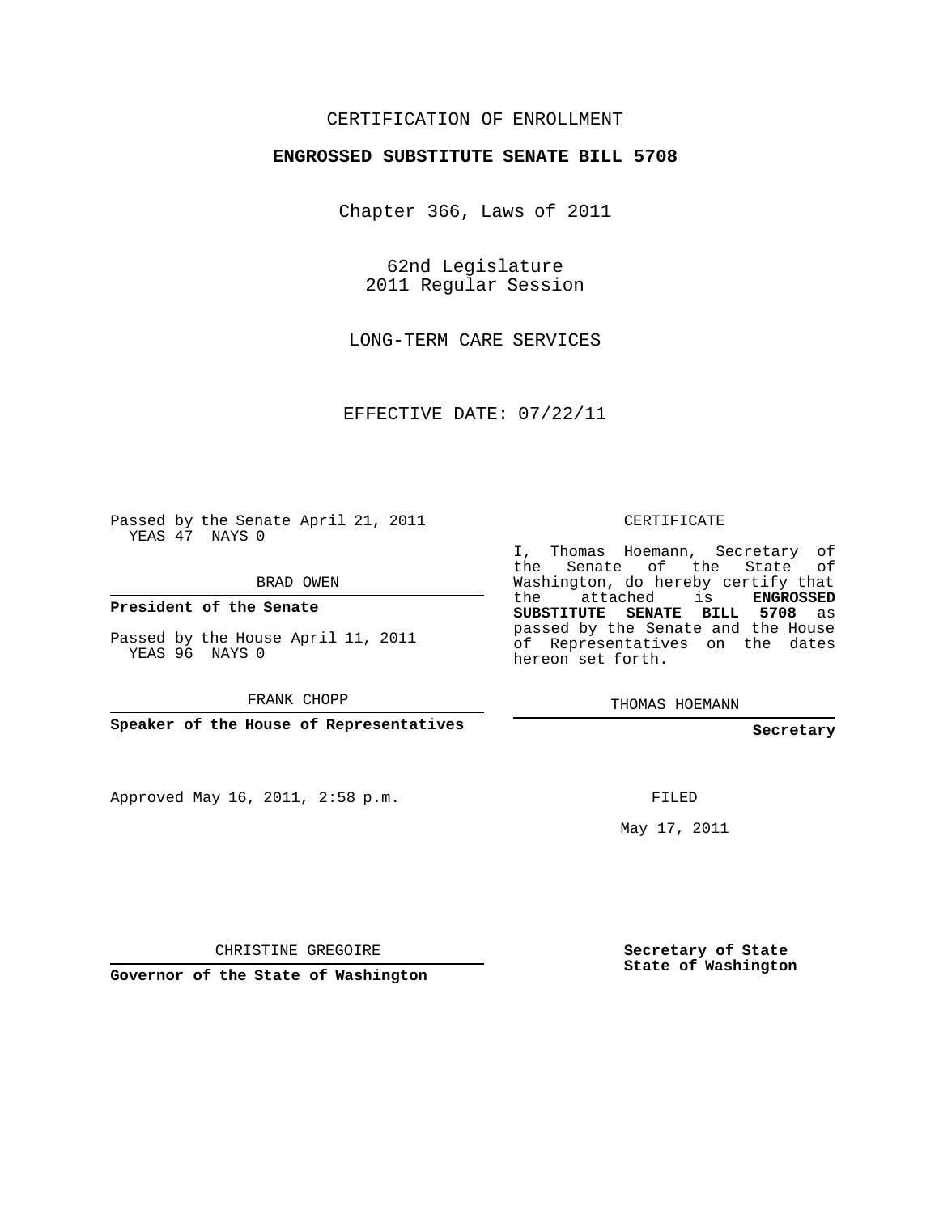CERTIFICATION OF ENROLLMENT

**ENGROSSED SUBSTITUTE SENATE BILL 5708**

Chapter 366, Laws of 2011

62nd Legislature
2011 Regular Session

LONG-TERM CARE SERVICES

EFFECTIVE DATE: 07/22/11

Passed by the Senate April 21, 2011
YEAS 47 NAYS 0

BRAD OWEN

**President of the Senate**

Passed by the House April 11, 2011
YEAS 96 NAYS 0

FRANK CHOPP

**Speaker of the House of Representatives**

CERTIFICATE

I, Thomas Hoemann, Secretary of the Senate of the State of Washington, do hereby certify that the attached is **ENGROSSED SUBSTITUTE SENATE BILL 5708** as passed by the Senate and the House of Representatives on the dates hereon set forth.

THOMAS HOEMANN

**Secretary**

Approved May 16, 2011, 2:58 p.m.

FILED

May 17, 2011

CHRISTINE GREGOIRE

**Governor of the State of Washington**

**Secretary of State**
**State of Washington**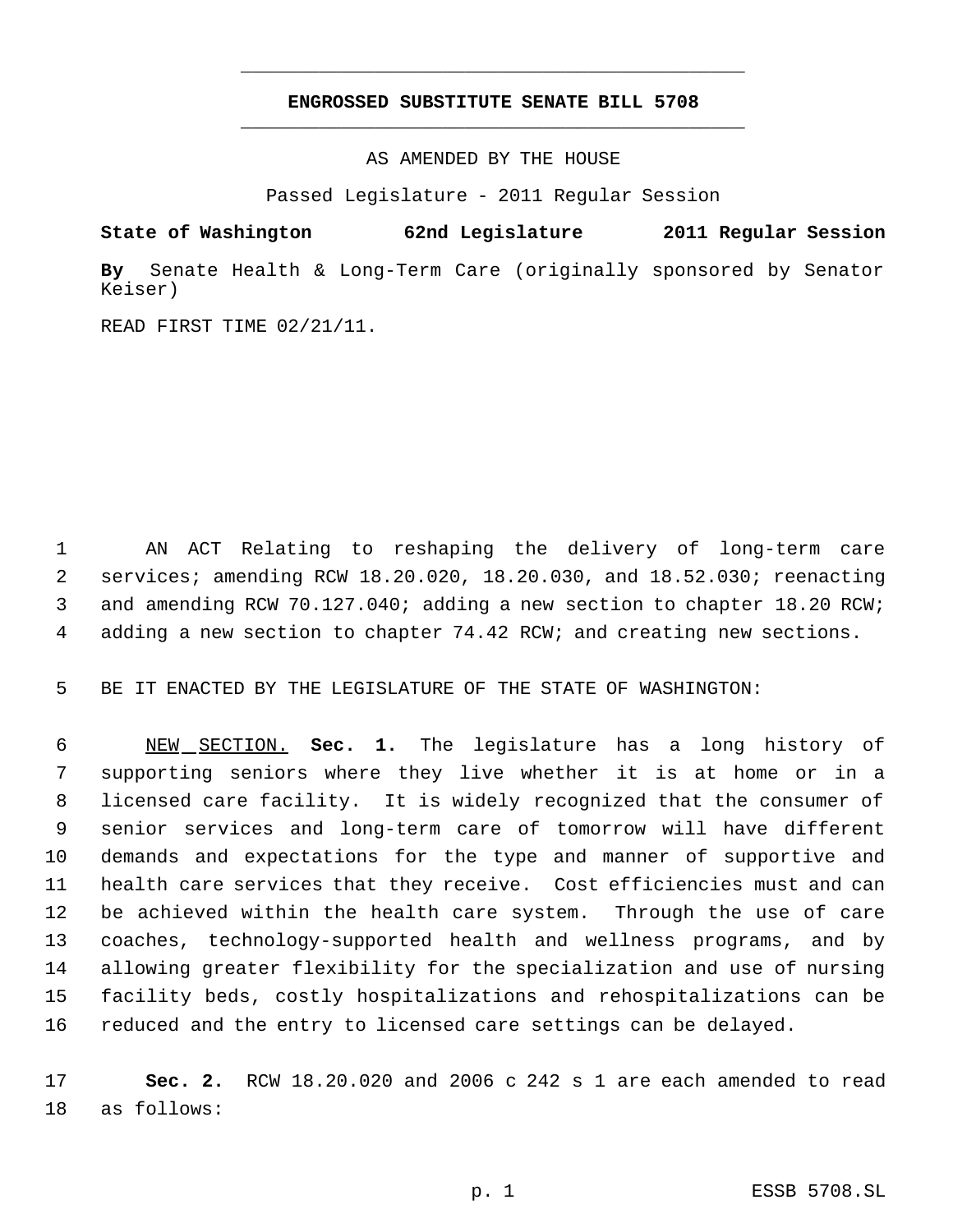# ENGROSSED SUBSTITUTE SENATE BILL 5708

AS AMENDED BY THE HOUSE

Passed Legislature - 2011 Regular Session

**State of Washington 62nd Legislature 2011 Regular Session**

**By** Senate Health & Long-Term Care (originally sponsored by Senator Keiser)

READ FIRST TIME 02/21/11.

AN ACT Relating to reshaping the delivery of long-term care services; amending RCW 18.20.020, 18.20.030, and 18.52.030; reenacting and amending RCW 70.127.040; adding a new section to chapter 18.20 RCW; adding a new section to chapter 74.42 RCW; and creating new sections.

BE IT ENACTED BY THE LEGISLATURE OF THE STATE OF WASHINGTON:

NEW SECTION. **Sec. 1.** The legislature has a long history of supporting seniors where they live whether it is at home or in a licensed care facility. It is widely recognized that the consumer of senior services and long-term care of tomorrow will have different demands and expectations for the type and manner of supportive and health care services that they receive. Cost efficiencies must and can be achieved within the health care system. Through the use of care coaches, technology-supported health and wellness programs, and by allowing greater flexibility for the specialization and use of nursing facility beds, costly hospitalizations and rehospitalizations can be reduced and the entry to licensed care settings can be delayed.

**Sec. 2.** RCW 18.20.020 and 2006 c 242 s 1 are each amended to read as follows: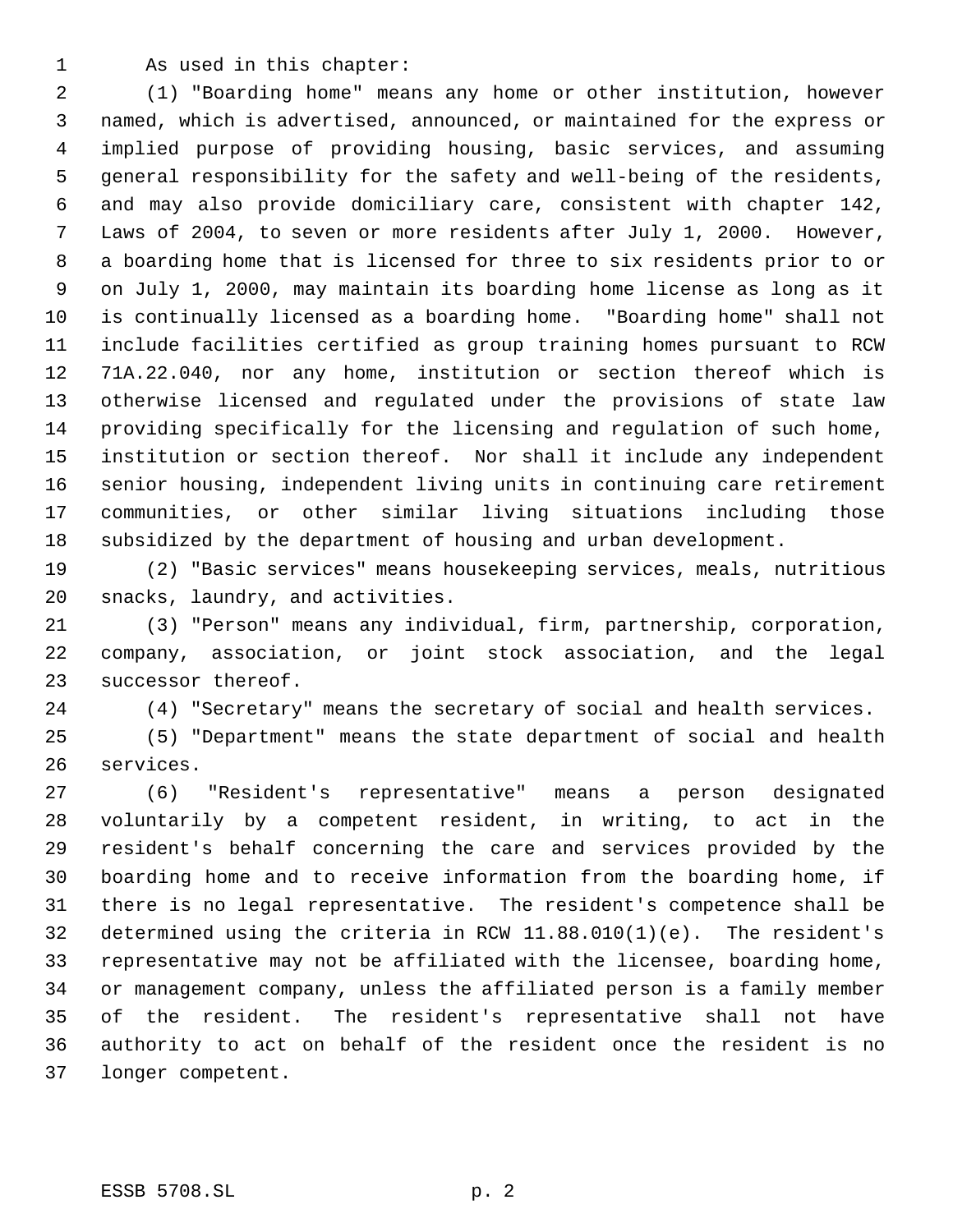As used in this chapter:

(1) "Boarding home" means any home or other institution, however named, which is advertised, announced, or maintained for the express or implied purpose of providing housing, basic services, and assuming general responsibility for the safety and well-being of the residents, and may also provide domiciliary care, consistent with chapter 142, Laws of 2004, to seven or more residents after July 1, 2000. However, a boarding home that is licensed for three to six residents prior to or on July 1, 2000, may maintain its boarding home license as long as it is continually licensed as a boarding home. "Boarding home" shall not include facilities certified as group training homes pursuant to RCW 71A.22.040, nor any home, institution or section thereof which is otherwise licensed and regulated under the provisions of state law providing specifically for the licensing and regulation of such home, institution or section thereof. Nor shall it include any independent senior housing, independent living units in continuing care retirement communities, or other similar living situations including those subsidized by the department of housing and urban development.

(2) "Basic services" means housekeeping services, meals, nutritious snacks, laundry, and activities.

(3) "Person" means any individual, firm, partnership, corporation, company, association, or joint stock association, and the legal successor thereof.

(4) "Secretary" means the secretary of social and health services.

(5) "Department" means the state department of social and health services.

(6) "Resident's representative" means a person designated voluntarily by a competent resident, in writing, to act in the resident's behalf concerning the care and services provided by the boarding home and to receive information from the boarding home, if there is no legal representative. The resident's competence shall be determined using the criteria in RCW 11.88.010(1)(e). The resident's representative may not be affiliated with the licensee, boarding home, or management company, unless the affiliated person is a family member of the resident. The resident's representative shall not have authority to act on behalf of the resident once the resident is no longer competent.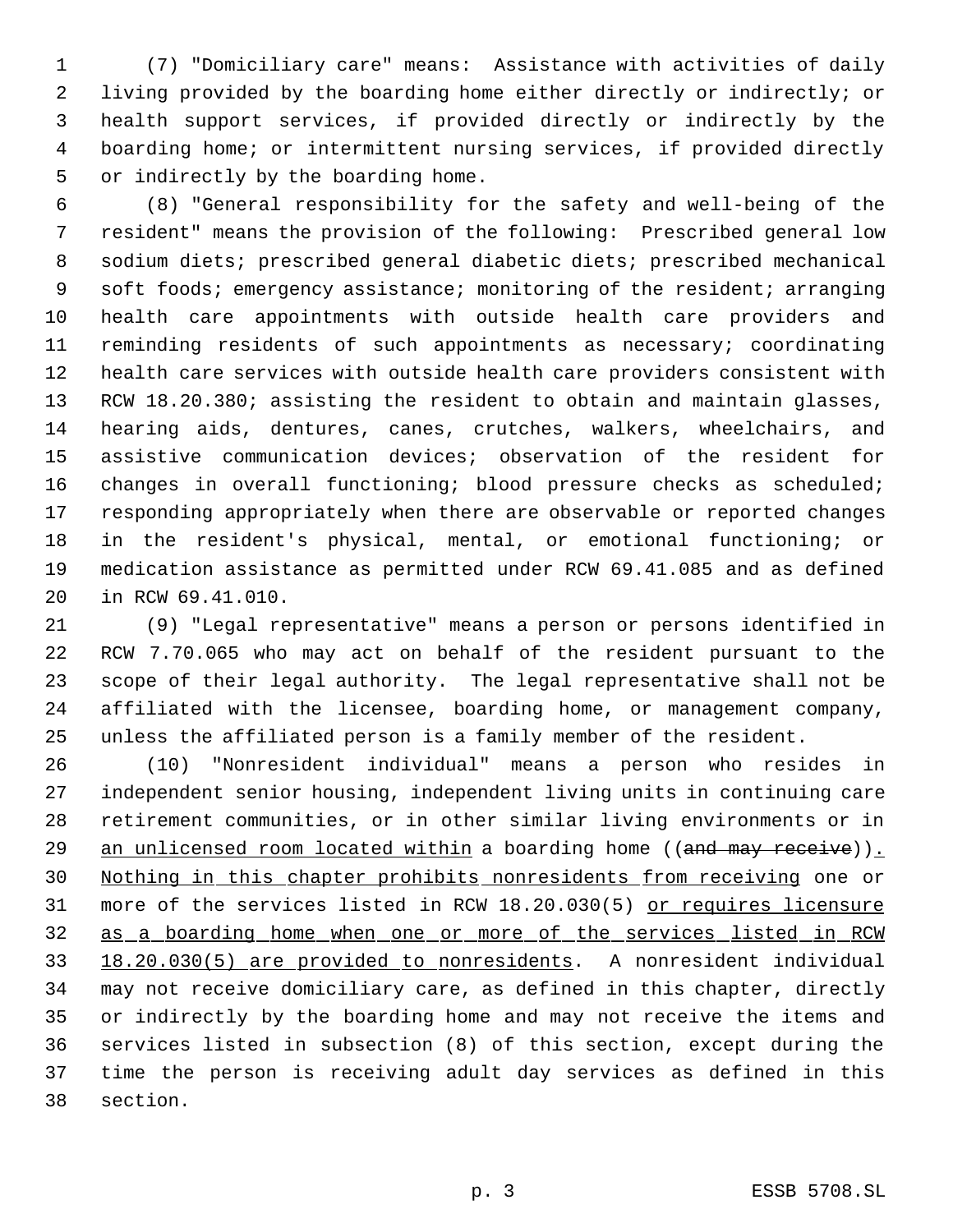(7) "Domiciliary care" means: Assistance with activities of daily living provided by the boarding home either directly or indirectly; or health support services, if provided directly or indirectly by the boarding home; or intermittent nursing services, if provided directly or indirectly by the boarding home.

(8) "General responsibility for the safety and well-being of the resident" means the provision of the following: Prescribed general low sodium diets; prescribed general diabetic diets; prescribed mechanical soft foods; emergency assistance; monitoring of the resident; arranging health care appointments with outside health care providers and reminding residents of such appointments as necessary; coordinating health care services with outside health care providers consistent with RCW 18.20.380; assisting the resident to obtain and maintain glasses, hearing aids, dentures, canes, crutches, walkers, wheelchairs, and assistive communication devices; observation of the resident for changes in overall functioning; blood pressure checks as scheduled; responding appropriately when there are observable or reported changes in the resident's physical, mental, or emotional functioning; or medication assistance as permitted under RCW 69.41.085 and as defined in RCW 69.41.010.

(9) "Legal representative" means a person or persons identified in RCW 7.70.065 who may act on behalf of the resident pursuant to the scope of their legal authority. The legal representative shall not be affiliated with the licensee, boarding home, or management company, unless the affiliated person is a family member of the resident.

(10) "Nonresident individual" means a person who resides in independent senior housing, independent living units in continuing care retirement communities, or in other similar living environments or in <u>an unlicensed room located within</u> a boarding home ((~~and may receive~~))<u>. Nothing in this chapter prohibits nonresidents from receiving</u> one or more of the services listed in RCW 18.20.030(5) <u>or requires licensure as a boarding home when one or more of the services listed in RCW 18.20.030(5) are provided to nonresidents</u>. A nonresident individual may not receive domiciliary care, as defined in this chapter, directly or indirectly by the boarding home and may not receive the items and services listed in subsection (8) of this section, except during the time the person is receiving adult day services as defined in this section.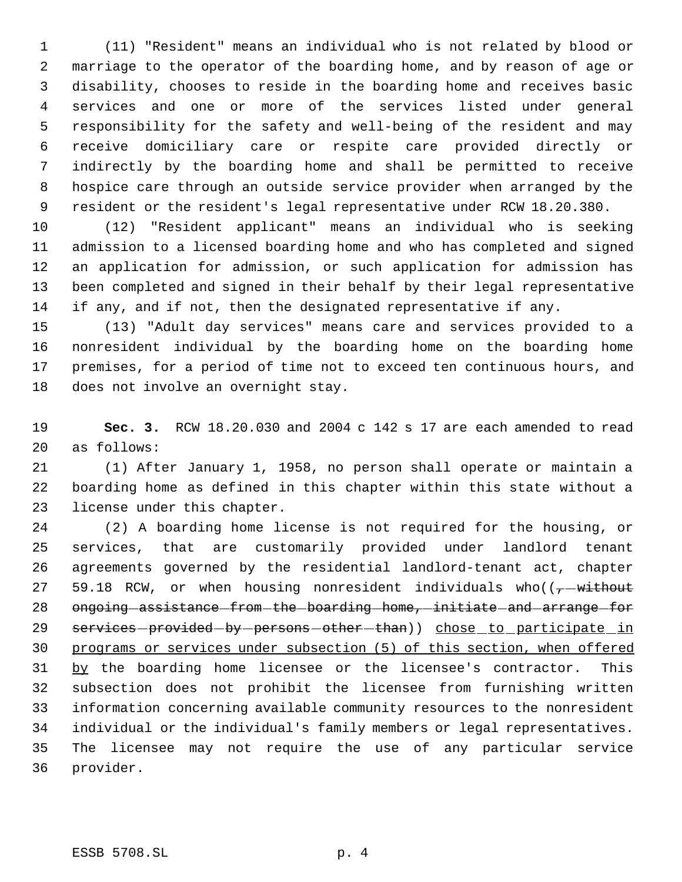(11) "Resident" means an individual who is not related by blood or marriage to the operator of the boarding home, and by reason of age or disability, chooses to reside in the boarding home and receives basic services and one or more of the services listed under general responsibility for the safety and well-being of the resident and may receive domiciliary care or respite care provided directly or indirectly by the boarding home and shall be permitted to receive hospice care through an outside service provider when arranged by the resident or the resident's legal representative under RCW 18.20.380.

(12) "Resident applicant" means an individual who is seeking admission to a licensed boarding home and who has completed and signed an application for admission, or such application for admission has been completed and signed in their behalf by their legal representative if any, and if not, then the designated representative if any.

(13) "Adult day services" means care and services provided to a nonresident individual by the boarding home on the boarding home premises, for a period of time not to exceed ten continuous hours, and does not involve an overnight stay.

**Sec. 3.** RCW 18.20.030 and 2004 c 142 s 17 are each amended to read as follows:

(1) After January 1, 1958, no person shall operate or maintain a boarding home as defined in this chapter within this state without a license under this chapter.

(2) A boarding home license is not required for the housing, or services, that are customarily provided under landlord tenant agreements governed by the residential landlord-tenant act, chapter 59.18 RCW, or when housing nonresident individuals who((~~, without ongoing assistance from the boarding home, initiate and arrange for services provided by persons other than~~)) <u>chose to participate in programs or services under subsection (5) of this section, when offered by</u> the boarding home licensee or the licensee's contractor. This subsection does not prohibit the licensee from furnishing written information concerning available community resources to the nonresident individual or the individual's family members or legal representatives. The licensee may not require the use of any particular service provider.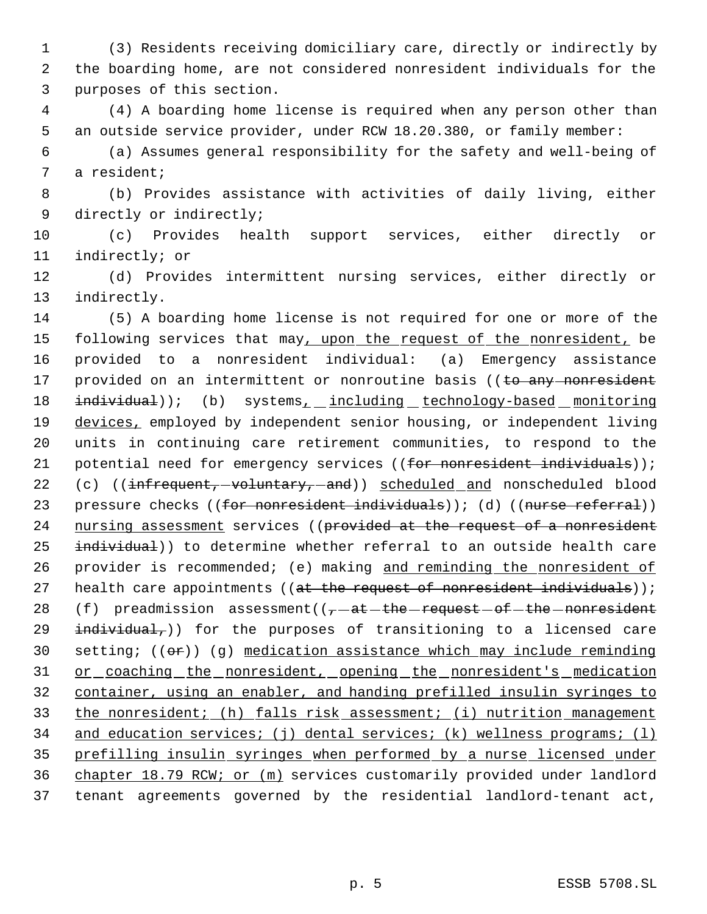(3) Residents receiving domiciliary care, directly or indirectly by the boarding home, are not considered nonresident individuals for the purposes of this section.

(4) A boarding home license is required when any person other than an outside service provider, under RCW 18.20.380, or family member:

(a) Assumes general responsibility for the safety and well-being of a resident;

(b) Provides assistance with activities of daily living, either directly or indirectly;

(c) Provides health support services, either directly or indirectly; or

(d) Provides intermittent nursing services, either directly or indirectly.

(5) A boarding home license is not required for one or more of the following services that may, upon the request of the nonresident, be provided to a nonresident individual: (a) Emergency assistance provided on an intermittent or nonroutine basis ((~~to any nonresident individual~~)); (b) systems, including technology-based monitoring devices, employed by independent senior housing, or independent living units in continuing care retirement communities, to respond to the potential need for emergency services ((~~for nonresident individuals~~)); (c) ((~~infrequent, voluntary, and~~)) scheduled and nonscheduled blood pressure checks ((~~for nonresident individuals~~)); (d) ((~~nurse referral~~)) nursing assessment services ((~~provided at the request of a nonresident individual~~)) to determine whether referral to an outside health care provider is recommended; (e) making and reminding the nonresident of health care appointments ((~~at the request of nonresident individuals~~)); (f) preadmission assessment((~~, at the request of the nonresident individual,~~)) for the purposes of transitioning to a licensed care setting; ((~~or~~)) (g) medication assistance which may include reminding or coaching the nonresident, opening the nonresident's medication container, using an enabler, and handing prefilled insulin syringes to the nonresident; (h) falls risk assessment; (i) nutrition management and education services; (j) dental services; (k) wellness programs; (l) prefilling insulin syringes when performed by a nurse licensed under chapter 18.79 RCW; or (m) services customarily provided under landlord tenant agreements governed by the residential landlord-tenant act,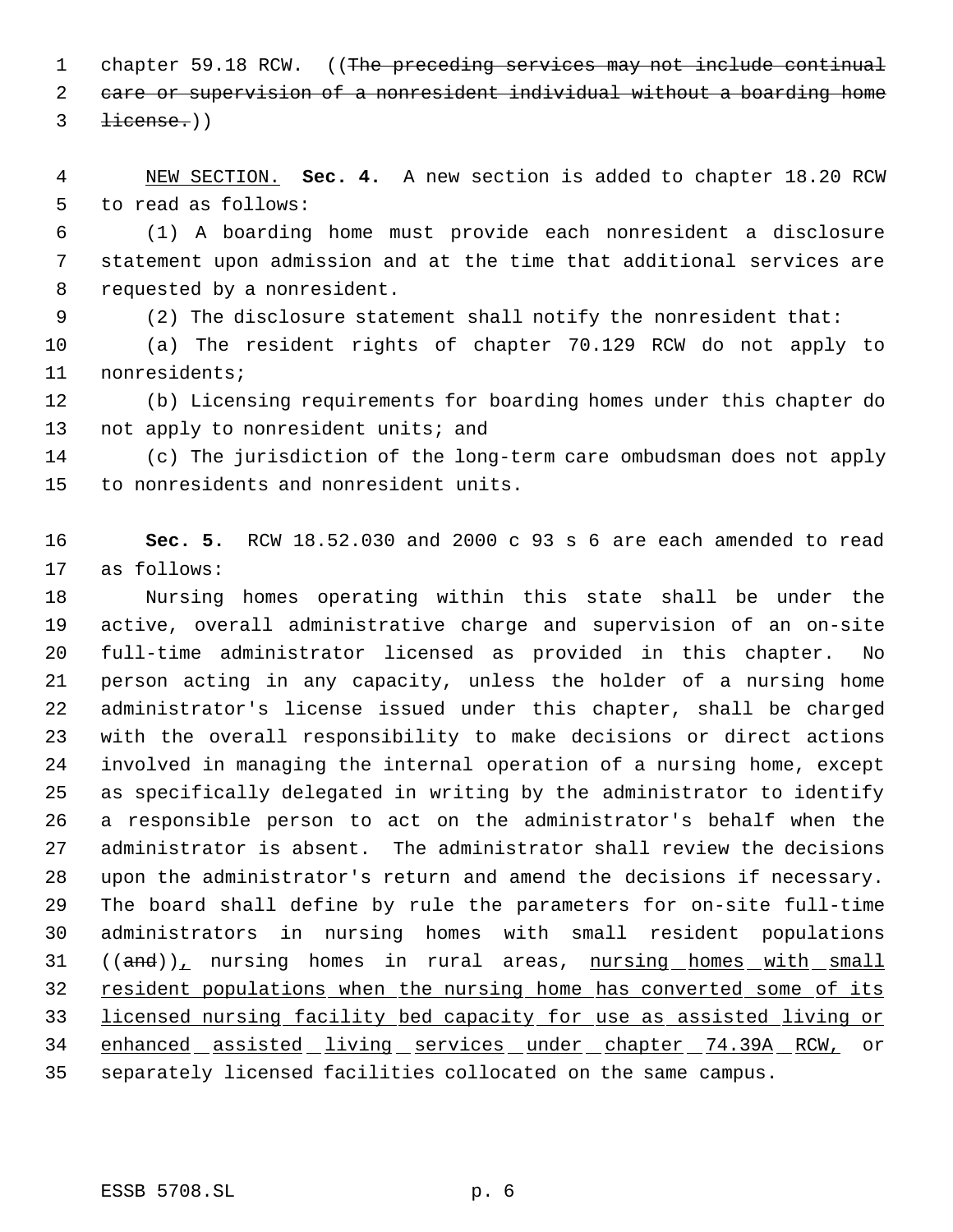chapter 59.18 RCW. ((~~The preceding services may not include continual care or supervision of a nonresident individual without a boarding home license.~~))

NEW SECTION. **Sec. 4.** A new section is added to chapter 18.20 RCW to read as follows:

(1) A boarding home must provide each nonresident a disclosure statement upon admission and at the time that additional services are requested by a nonresident.

(2) The disclosure statement shall notify the nonresident that:

(a) The resident rights of chapter 70.129 RCW do not apply to nonresidents;

(b) Licensing requirements for boarding homes under this chapter do not apply to nonresident units; and

(c) The jurisdiction of the long-term care ombudsman does not apply to nonresidents and nonresident units.

**Sec. 5.** RCW 18.52.030 and 2000 c 93 s 6 are each amended to read as follows:

Nursing homes operating within this state shall be under the active, overall administrative charge and supervision of an on-site full-time administrator licensed as provided in this chapter. No person acting in any capacity, unless the holder of a nursing home administrator's license issued under this chapter, shall be charged with the overall responsibility to make decisions or direct actions involved in managing the internal operation of a nursing home, except as specifically delegated in writing by the administrator to identify a responsible person to act on the administrator's behalf when the administrator is absent. The administrator shall review the decisions upon the administrator's return and amend the decisions if necessary. The board shall define by rule the parameters for on-site full-time administrators in nursing homes with small resident populations ((~~and~~)), nursing homes in rural areas, nursing homes with small resident populations when the nursing home has converted some of its licensed nursing facility bed capacity for use as assisted living or enhanced assisted living services under chapter 74.39A RCW, or separately licensed facilities collocated on the same campus.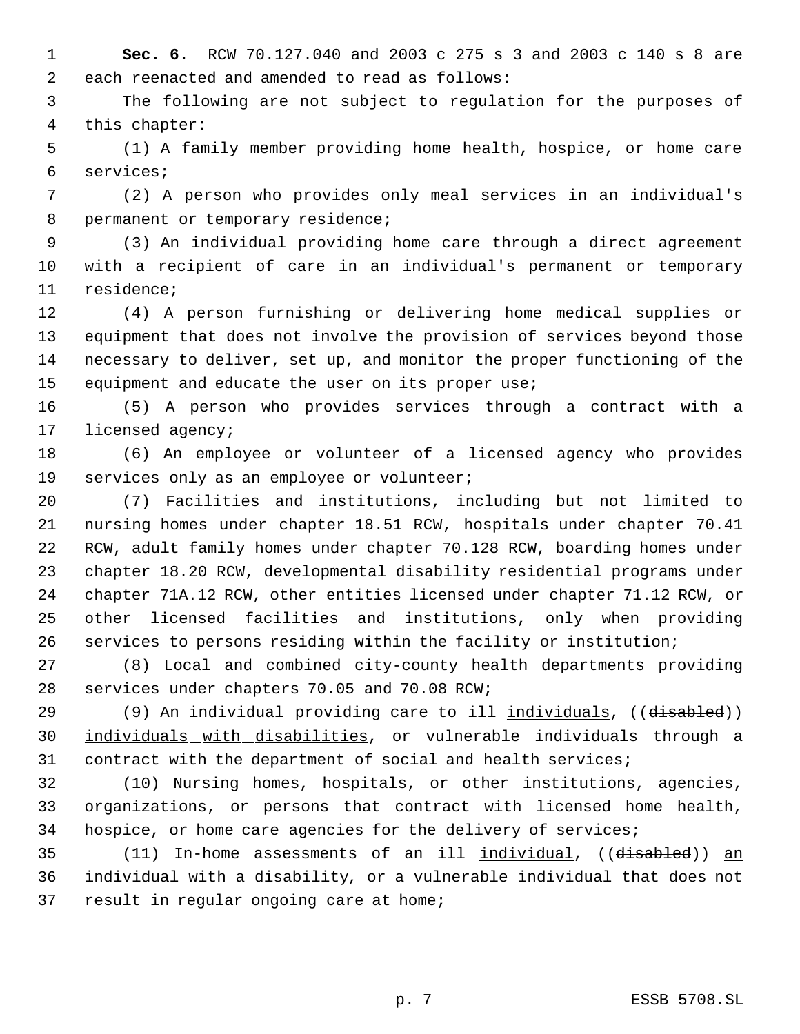**Sec. 6.** RCW 70.127.040 and 2003 c 275 s 3 and 2003 c 140 s 8 are each reenacted and amended to read as follows:

The following are not subject to regulation for the purposes of this chapter:

(1) A family member providing home health, hospice, or home care services;

(2) A person who provides only meal services in an individual's permanent or temporary residence;

(3) An individual providing home care through a direct agreement with a recipient of care in an individual's permanent or temporary residence;

(4) A person furnishing or delivering home medical supplies or equipment that does not involve the provision of services beyond those necessary to deliver, set up, and monitor the proper functioning of the equipment and educate the user on its proper use;

(5) A person who provides services through a contract with a licensed agency;

(6) An employee or volunteer of a licensed agency who provides services only as an employee or volunteer;

(7) Facilities and institutions, including but not limited to nursing homes under chapter 18.51 RCW, hospitals under chapter 70.41 RCW, adult family homes under chapter 70.128 RCW, boarding homes under chapter 18.20 RCW, developmental disability residential programs under chapter 71A.12 RCW, other entities licensed under chapter 71.12 RCW, or other licensed facilities and institutions, only when providing services to persons residing within the facility or institution;

(8) Local and combined city-county health departments providing services under chapters 70.05 and 70.08 RCW;

(9) An individual providing care to ill individuals, ((~~disabled~~)) individuals with disabilities, or vulnerable individuals through a contract with the department of social and health services;

(10) Nursing homes, hospitals, or other institutions, agencies, organizations, or persons that contract with licensed home health, hospice, or home care agencies for the delivery of services;

(11) In-home assessments of an ill individual, ((~~disabled~~)) an individual with a disability, or a vulnerable individual that does not result in regular ongoing care at home;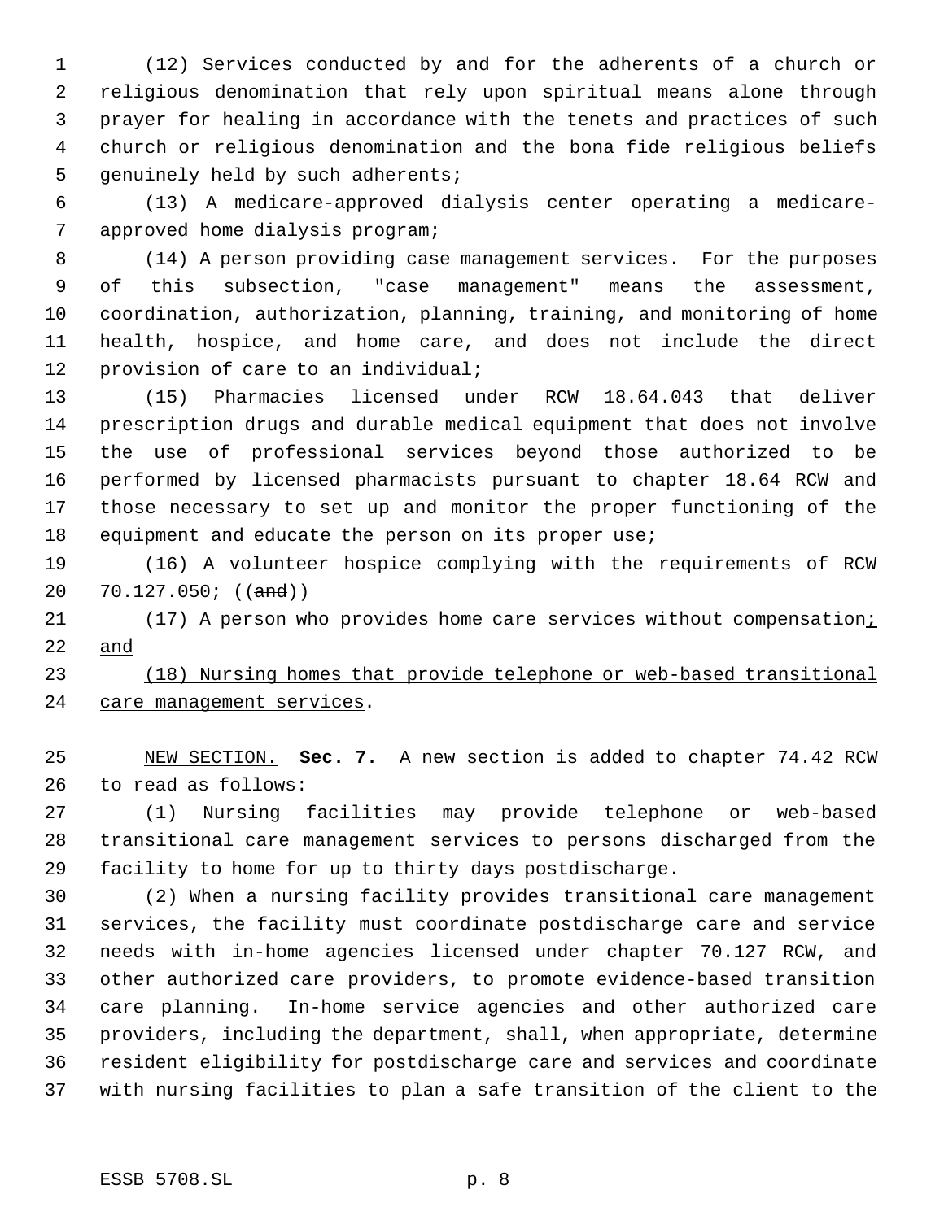(12) Services conducted by and for the adherents of a church or religious denomination that rely upon spiritual means alone through prayer for healing in accordance with the tenets and practices of such church or religious denomination and the bona fide religious beliefs genuinely held by such adherents;

(13) A medicare-approved dialysis center operating a medicare-approved home dialysis program;

(14) A person providing case management services. For the purposes of this subsection, "case management" means the assessment, coordination, authorization, planning, training, and monitoring of home health, hospice, and home care, and does not include the direct provision of care to an individual;

(15) Pharmacies licensed under RCW 18.64.043 that deliver prescription drugs and durable medical equipment that does not involve the use of professional services beyond those authorized to be performed by licensed pharmacists pursuant to chapter 18.64 RCW and those necessary to set up and monitor the proper functioning of the equipment and educate the person on its proper use;

(16) A volunteer hospice complying with the requirements of RCW 70.127.050; ((~~and~~))

(17) A person who provides home care services without compensation<u>; and</u>

<u>(18) Nursing homes that provide telephone or web-based transitional care management services</u>.

<u>NEW SECTION.</u> **Sec. 7.** A new section is added to chapter 74.42 RCW to read as follows:

(1) Nursing facilities may provide telephone or web-based transitional care management services to persons discharged from the facility to home for up to thirty days postdischarge.

(2) When a nursing facility provides transitional care management services, the facility must coordinate postdischarge care and service needs with in-home agencies licensed under chapter 70.127 RCW, and other authorized care providers, to promote evidence-based transition care planning. In-home service agencies and other authorized care providers, including the department, shall, when appropriate, determine resident eligibility for postdischarge care and services and coordinate with nursing facilities to plan a safe transition of the client to the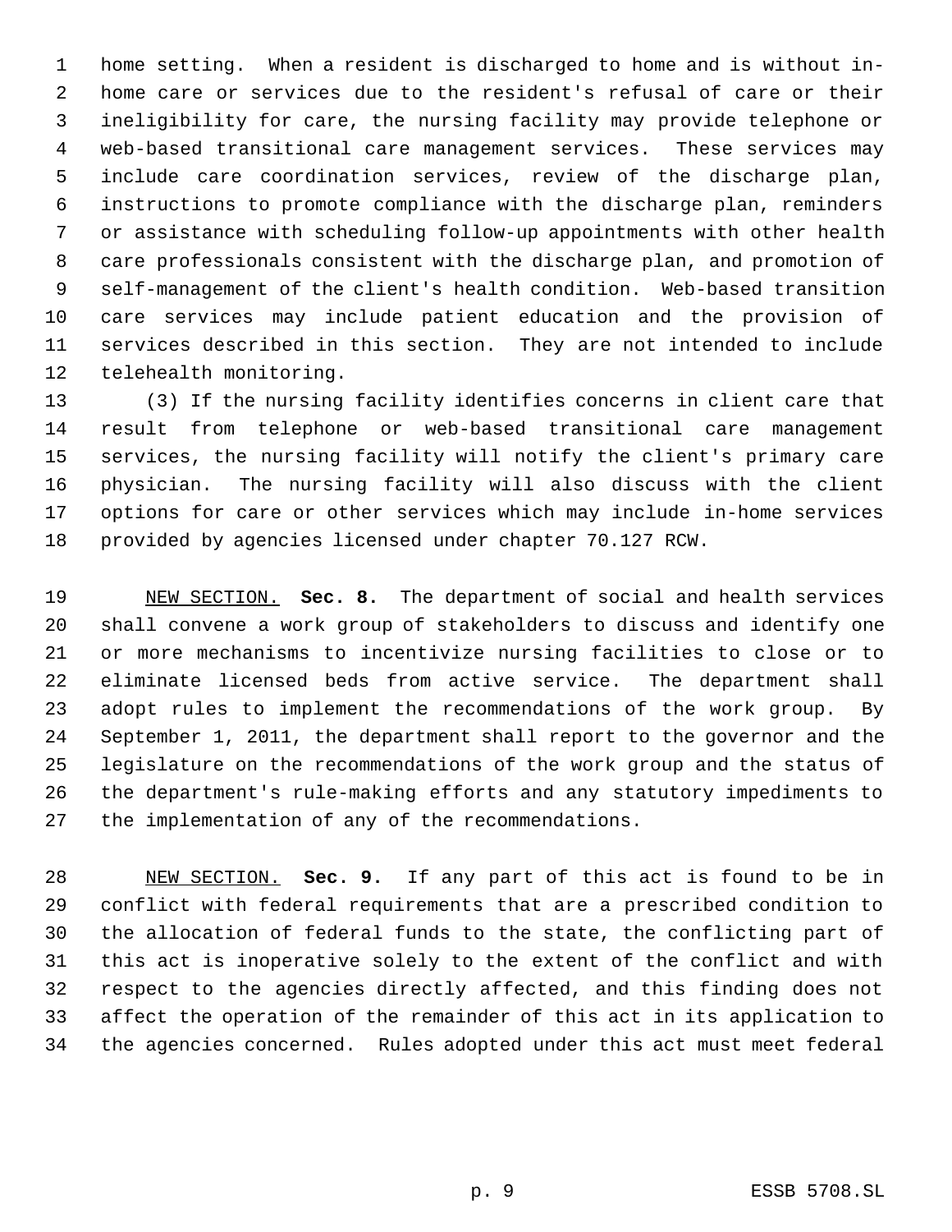home setting. When a resident is discharged to home and is without in-home care or services due to the resident's refusal of care or their ineligibility for care, the nursing facility may provide telephone or web-based transitional care management services. These services may include care coordination services, review of the discharge plan, instructions to promote compliance with the discharge plan, reminders or assistance with scheduling follow-up appointments with other health care professionals consistent with the discharge plan, and promotion of self-management of the client's health condition. Web-based transition care services may include patient education and the provision of services described in this section. They are not intended to include telehealth monitoring.

(3) If the nursing facility identifies concerns in client care that result from telephone or web-based transitional care management services, the nursing facility will notify the client's primary care physician. The nursing facility will also discuss with the client options for care or other services which may include in-home services provided by agencies licensed under chapter 70.127 RCW.

NEW SECTION. **Sec. 8.** The department of social and health services shall convene a work group of stakeholders to discuss and identify one or more mechanisms to incentivize nursing facilities to close or to eliminate licensed beds from active service. The department shall adopt rules to implement the recommendations of the work group. By September 1, 2011, the department shall report to the governor and the legislature on the recommendations of the work group and the status of the department's rule-making efforts and any statutory impediments to the implementation of any of the recommendations.

NEW SECTION. **Sec. 9.** If any part of this act is found to be in conflict with federal requirements that are a prescribed condition to the allocation of federal funds to the state, the conflicting part of this act is inoperative solely to the extent of the conflict and with respect to the agencies directly affected, and this finding does not affect the operation of the remainder of this act in its application to the agencies concerned. Rules adopted under this act must meet federal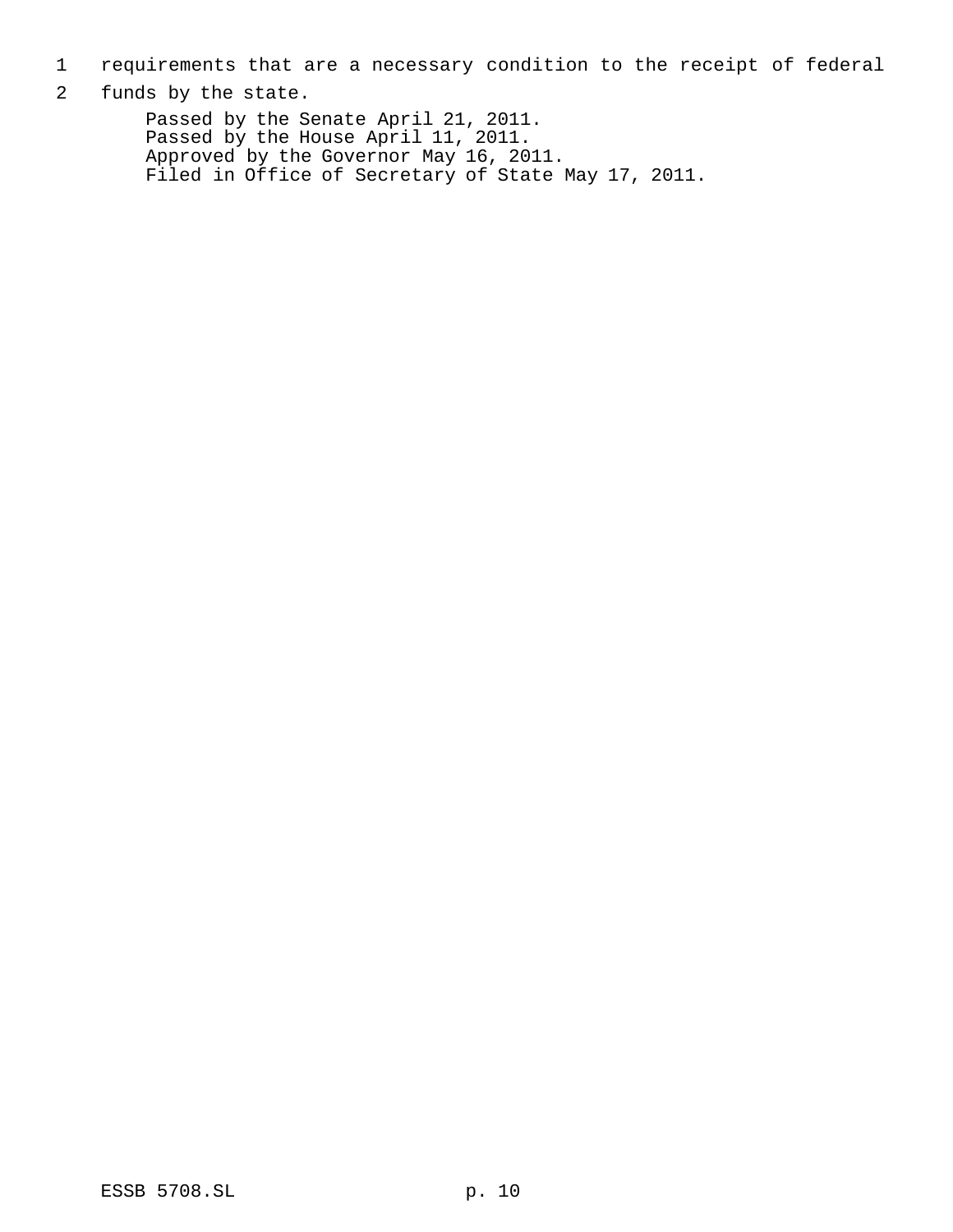requirements that are a necessary condition to the receipt of federal funds by the state.

Passed by the Senate April 21, 2011.
Passed by the House April 11, 2011.
Approved by the Governor May 16, 2011.
Filed in Office of Secretary of State May 17, 2011.